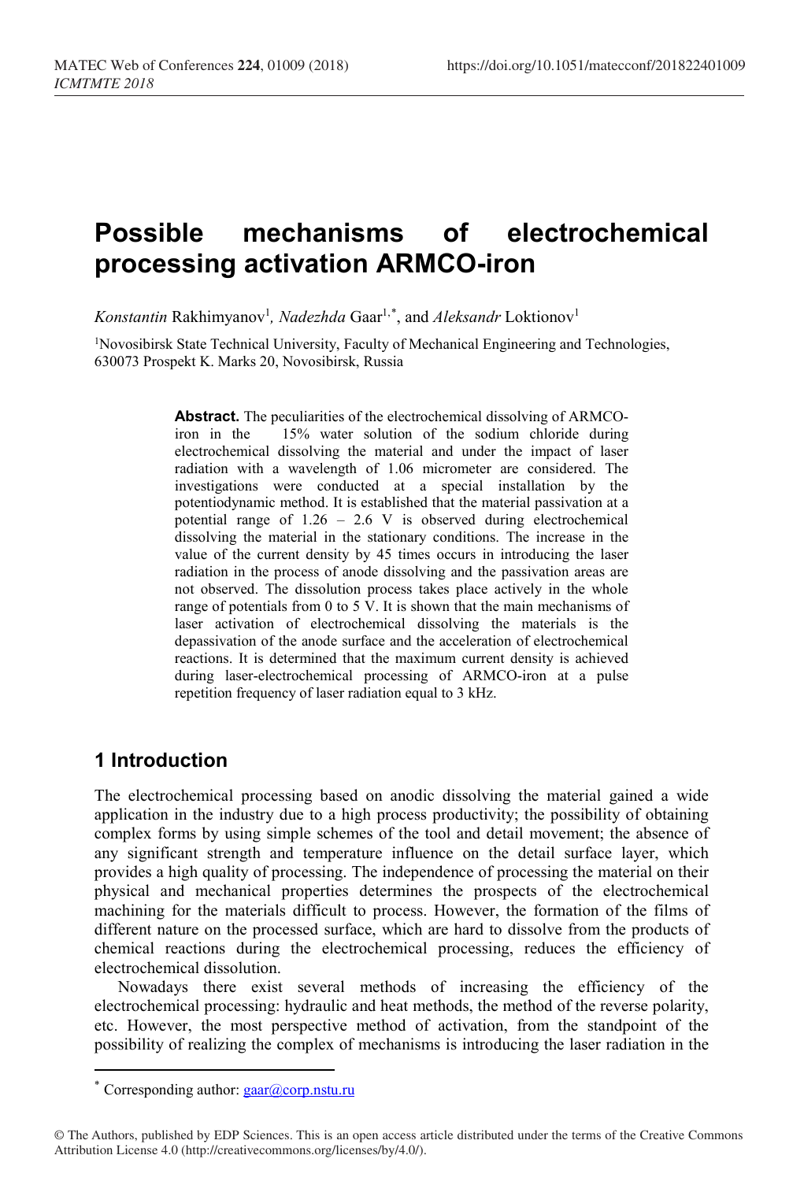# Possible mechanisms of electrochemical processing activation ARMCO-iron

*Konstantin* Rakhimyanov[1], *Nadezhda* Gaar[1,*], and *Aleksandr* Loktionov[1]

[1]Novosibirsk State Technical University, Faculty of Mechanical Engineering and Technologies, 630073 Prospekt K. Marks 20, Novosibirsk, Russia

**Abstract.** The peculiarities of the electrochemical dissolving of ARMCO-iron in the 15% water solution of the sodium chloride during electrochemical dissolving the material and under the impact of laser radiation with a wavelength of 1.06 micrometer are considered. The investigations were conducted at a special installation by the potentiodynamic method. It is established that the material passivation at a potential range of 1.26 – 2.6 V is observed during electrochemical dissolving the material in the stationary conditions. The increase in the value of the current density by 45 times occurs in introducing the laser radiation in the process of anode dissolving and the passivation areas are not observed. The dissolution process takes place actively in the whole range of potentials from 0 to 5 V. It is shown that the main mechanisms of laser activation of electrochemical dissolving the materials is the depassivation of the anode surface and the acceleration of electrochemical reactions. It is determined that the maximum current density is achieved during laser-electrochemical processing of ARMCO-iron at a pulse repetition frequency of laser radiation equal to 3 kHz.

## 1 Introduction

The electrochemical processing based on anodic dissolving the material gained a wide application in the industry due to a high process productivity; the possibility of obtaining complex forms by using simple schemes of the tool and detail movement; the absence of any significant strength and temperature influence on the detail surface layer, which provides a high quality of processing. The independence of processing the material on their physical and mechanical properties determines the prospects of the electrochemical machining for the materials difficult to process. However, the formation of the films of different nature on the processed surface, which are hard to dissolve from the products of chemical reactions during the electrochemical processing, reduces the efficiency of electrochemical dissolution.

Nowadays there exist several methods of increasing the efficiency of the electrochemical processing: hydraulic and heat methods, the method of the reverse polarity, etc. However, the most perspective method of activation, from the standpoint of the possibility of realizing the complex of mechanisms is introducing the laser radiation in the

---

* Corresponding author: gaar@corp.nstu.ru

© The Authors, published by EDP Sciences. This is an open access article distributed under the terms of the Creative Commons Attribution License 4.0 (http://creativecommons.org/licenses/by/4.0/).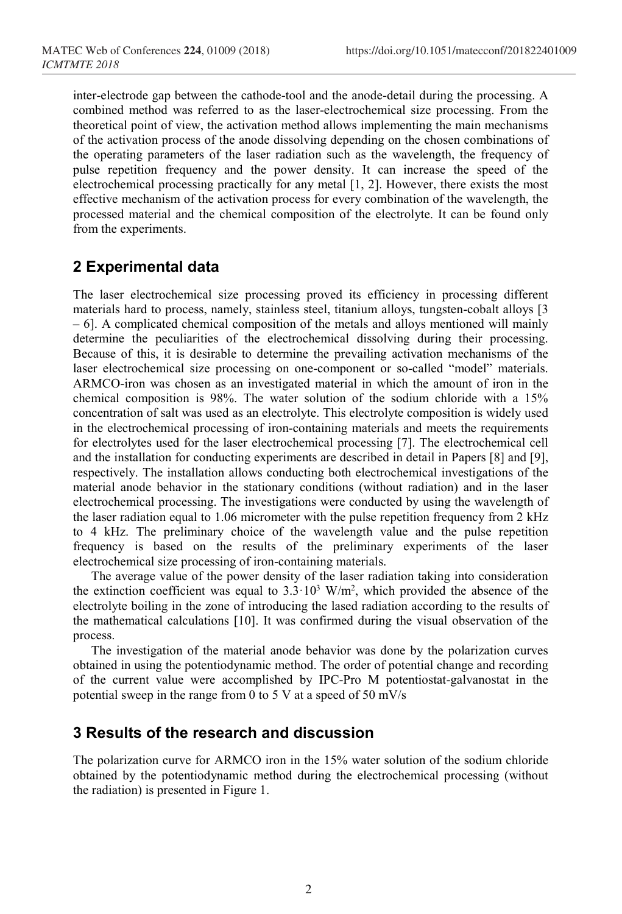inter-electrode gap between the cathode-tool and the anode-detail during the processing. A combined method was referred to as the laser-electrochemical size processing. From the theoretical point of view, the activation method allows implementing the main mechanisms of the activation process of the anode dissolving depending on the chosen combinations of the operating parameters of the laser radiation such as the wavelength, the frequency of pulse repetition frequency and the power density. It can increase the speed of the electrochemical processing practically for any metal [1, 2]. However, there exists the most effective mechanism of the activation process for every combination of the wavelength, the processed material and the chemical composition of the electrolyte. It can be found only from the experiments.

## 2 Experimental data

The laser electrochemical size processing proved its efficiency in processing different materials hard to process, namely, stainless steel, titanium alloys, tungsten-cobalt alloys [3 – 6]. A complicated chemical composition of the metals and alloys mentioned will mainly determine the peculiarities of the electrochemical dissolving during their processing. Because of this, it is desirable to determine the prevailing activation mechanisms of the laser electrochemical size processing on one-component or so-called "model" materials. ARMCO-iron was chosen as an investigated material in which the amount of iron in the chemical composition is 98%. The water solution of the sodium chloride with a 15% concentration of salt was used as an electrolyte. This electrolyte composition is widely used in the electrochemical processing of iron-containing materials and meets the requirements for electrolytes used for the laser electrochemical processing [7]. The electrochemical cell and the installation for conducting experiments are described in detail in Papers [8] and [9], respectively. The installation allows conducting both electrochemical investigations of the material anode behavior in the stationary conditions (without radiation) and in the laser electrochemical processing. The investigations were conducted by using the wavelength of the laser radiation equal to 1.06 micrometer with the pulse repetition frequency from 2 kHz to 4 kHz. The preliminary choice of the wavelength value and the pulse repetition frequency is based on the results of the preliminary experiments of the laser electrochemical size processing of iron-containing materials.

The average value of the power density of the laser radiation taking into consideration the extinction coefficient was equal to $3.3 \cdot 10^3$ W/m$^2$, which provided the absence of the electrolyte boiling in the zone of introducing the lased radiation according to the results of the mathematical calculations [10]. It was confirmed during the visual observation of the process.

The investigation of the material anode behavior was done by the polarization curves obtained in using the potentiodynamic method. The order of potential change and recording of the current value were accomplished by IPC-Pro M potentiostat-galvanostat in the potential sweep in the range from 0 to 5 V at a speed of 50 mV/s

## 3 Results of the research and discussion

The polarization curve for ARMCO iron in the 15% water solution of the sodium chloride obtained by the potentiodynamic method during the electrochemical processing (without the radiation) is presented in Figure 1.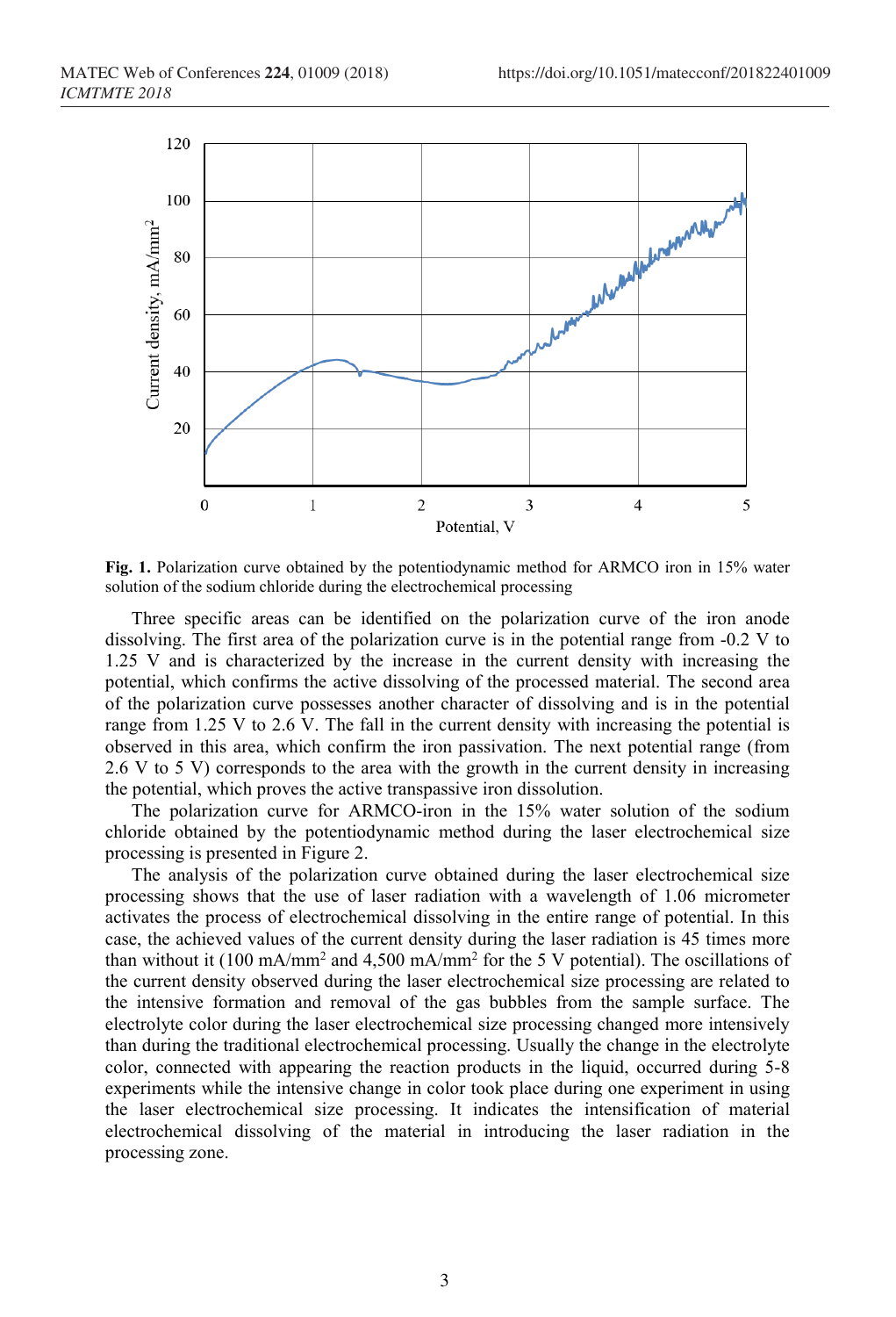**Fig. 1.** Polarization curve obtained by the potentiodynamic method for ARMCO iron in 15% water solution of the sodium chloride during the electrochemical processing

Three specific areas can be identified on the polarization curve of the iron anode dissolving. The first area of the polarization curve is in the potential range from -0.2 V to 1.25 V and is characterized by the increase in the current density with increasing the potential, which confirms the active dissolving of the processed material. The second area of the polarization curve possesses another character of dissolving and is in the potential range from 1.25 V to 2.6 V. The fall in the current density with increasing the potential is observed in this area, which confirm the iron passivation. The next potential range (from 2.6 V to 5 V) corresponds to the area with the growth in the current density in increasing the potential, which proves the active transpassive iron dissolution.

The polarization curve for ARMCO-iron in the 15% water solution of the sodium chloride obtained by the potentiodynamic method during the laser electrochemical size processing is presented in Figure 2.

The analysis of the polarization curve obtained during the laser electrochemical size processing shows that the use of laser radiation with a wavelength of 1.06 micrometer activates the process of electrochemical dissolving in the entire range of potential. In this case, the achieved values of the current density during the laser radiation is 45 times more than without it (100 mA/mm$^2$ and 4,500 mA/mm$^2$ for the 5 V potential). The oscillations of the current density observed during the laser electrochemical size processing are related to the intensive formation and removal of the gas bubbles from the sample surface. The electrolyte color during the laser electrochemical size processing changed more intensively than during the traditional electrochemical processing. Usually the change in the electrolyte color, connected with appearing the reaction products in the liquid, occurred during 5-8 experiments while the intensive change in color took place during one experiment in using the laser electrochemical size processing. It indicates the intensification of material electrochemical dissolving of the material in introducing the laser radiation in the processing zone.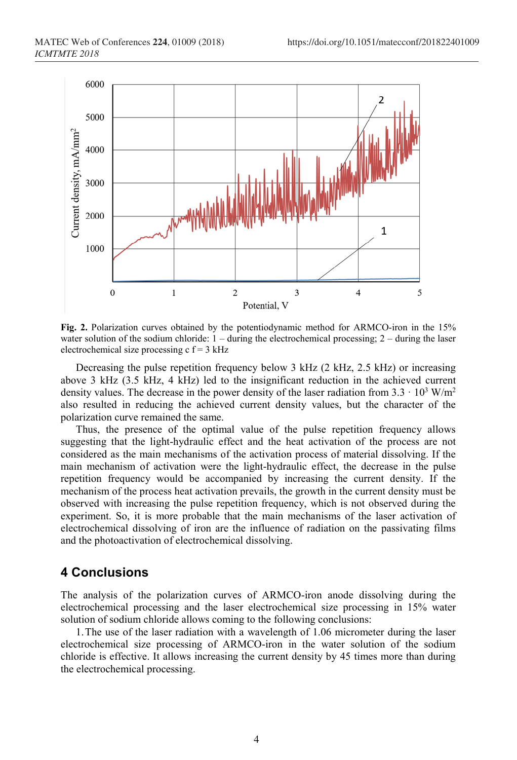**Fig. 2.** Polarization curves obtained by the potentiodynamic method for ARMCO-iron in the 15% water solution of the sodium chloride: 1 – during the electrochemical processing; 2 – during the laser electrochemical size processing c f = 3 kHz

Decreasing the pulse repetition frequency below 3 kHz (2 kHz, 2.5 kHz) or increasing above 3 kHz (3.5 kHz, 4 kHz) led to the insignificant reduction in the achieved current density values. The decrease in the power density of the laser radiation from $3.3 \cdot 10^3$ W/m$^2$ also resulted in reducing the achieved current density values, but the character of the polarization curve remained the same.

Thus, the presence of the optimal value of the pulse repetition frequency allows suggesting that the light-hydraulic effect and the heat activation of the process are not considered as the main mechanisms of the activation process of material dissolving. If the main mechanism of activation were the light-hydraulic effect, the decrease in the pulse repetition frequency would be accompanied by increasing the current density. If the mechanism of the process heat activation prevails, the growth in the current density must be observed with increasing the pulse repetition frequency, which is not observed during the experiment. So, it is more probable that the main mechanisms of the laser activation of electrochemical dissolving of iron are the influence of radiation on the passivating films and the photoactivation of electrochemical dissolving.

## 4 Conclusions

The analysis of the polarization curves of ARMCO-iron anode dissolving during the electrochemical processing and the laser electrochemical size processing in 15% water solution of sodium chloride allows coming to the following conclusions:

1. The use of the laser radiation with a wavelength of 1.06 micrometer during the laser electrochemical size processing of ARMCO-iron in the water solution of the sodium chloride is effective. It allows increasing the current density by 45 times more than during the electrochemical processing.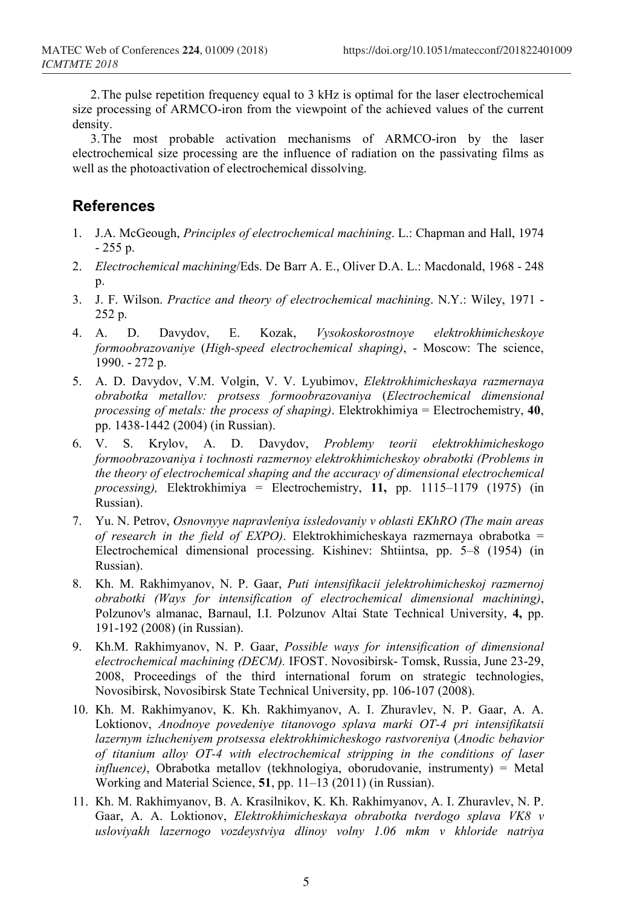2. The pulse repetition frequency equal to 3 kHz is optimal for the laser electrochemical size processing of ARMCO-iron from the viewpoint of the achieved values of the current density.

3. The most probable activation mechanisms of ARMCO-iron by the laser electrochemical size processing are the influence of radiation on the passivating films as well as the photoactivation of electrochemical dissolving.

## References

1. J.A. McGeough, *Principles of electrochemical machining*. L.: Chapman and Hall, 1974 - 255 p.
2. *Electrochemical machining*/Eds. De Barr A. E., Oliver D.A. L.: Macdonald, 1968 - 248 p.
3. J. F. Wilson. *Practice and theory of electrochemical machining*. N.Y.: Wiley, 1971 - 252 p.
4. A. D. Davydov, E. Kozak, *Vysokoskorostnoye elektrokhimicheskoye formoobrazovaniye* (*High-speed electrochemical shaping*), - Moscow: The science, 1990. - 272 p.
5. A. D. Davydov, V.M. Volgin, V. V. Lyubimov, *Elektrokhimicheskaya razmernaya obrabotka metallov: protsess formoobrazovaniya* (*Electrochemical dimensional processing of metals: the process of shaping)*. Elektrokhimiya = Electrochemistry, **40**, pp. 1438-1442 (2004) (in Russian).
6. V. S. Krylov, A. D. Davydov, *Problemy teorii elektrokhimicheskogo formoobrazovaniya i tochnosti razmernoy elektrokhimicheskoy obrabotki (Problems in the theory of electrochemical shaping and the accuracy of dimensional electrochemical processing),* Elektrokhimiya = Electrochemistry, **11,** pp. 1115–1179 (1975) (in Russian).
7. Yu. N. Petrov, *Osnovnyye napravleniya issledovaniy v oblasti EKhRO (The main areas of research in the field of EXPO)*. Elektrokhimicheskaya razmernaya obrabotka = Electrochemical dimensional processing. Kishinev: Shtiintsa, pp. 5–8 (1954) (in Russian).
8. Kh. M. Rakhimyanov, N. P. Gaar, *Puti intensifikacii jelektrohimicheskoj razmernoj obrabotki (Ways for intensification of electrochemical dimensional machining)*, Polzunov's almanac, Barnaul, I.I. Polzunov Altai State Technical University, **4,** pp. 191-192 (2008) (in Russian).
9. Kh.M. Rakhimyanov, N. P. Gaar, *Possible ways for intensification of dimensional electrochemical machining (DECM).* IFOST. Novosibirsk- Tomsk, Russia, June 23-29, 2008, Proceedings of the third international forum on strategic technologies, Novosibirsk, Novosibirsk State Technical University, pp. 106-107 (2008).
10. Kh. M. Rakhimyanov, K. Kh. Rakhimyanov, A. I. Zhuravlev, N. P. Gaar, A. A. Loktionov, *Anodnoye povedeniye titanovogo splava marki OT-4 pri intensifikatsii lazernym izlucheniyem protsessa elektrokhimicheskogo rastvoreniya* (*Anodic behavior of titanium alloy OT-4 with electrochemical stripping in the conditions of laser influence)*, Obrabotka metallov (tekhnologiya, oborudovanie, instrumenty) = Metal Working and Material Science, **51**, pp. 11–13 (2011) (in Russian).
11. Kh. M. Rakhimyanov, B. A. Krasilnikov, K. Kh. Rakhimyanov, A. I. Zhuravlev, N. P. Gaar, A. A. Loktionov, *Elektrokhimicheskaya obrabotka tverdogo splava VK8 v usloviyakh lazernogo vozdeystviya dlinoy volny 1.06 mkm v khloride natriya*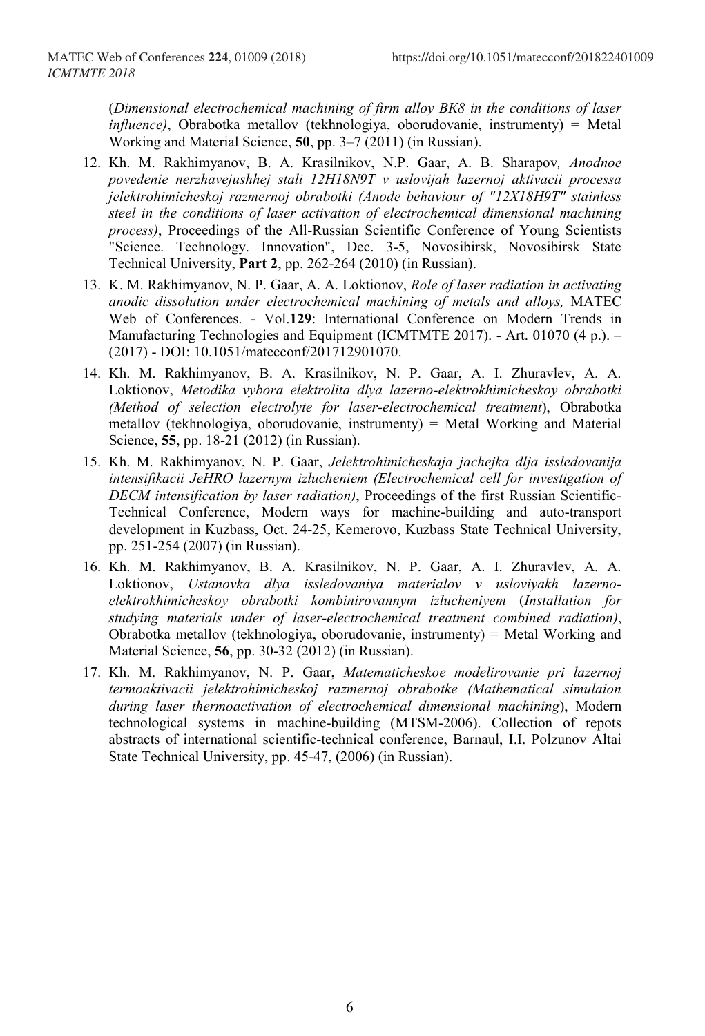(*Dimensional electrochemical machining of firm alloy BK8 in the conditions of laser influence)*, Obrabotka metallov (tekhnologiya, oborudovanie, instrumenty) = Metal Working and Material Science, **50**, pp. 3–7 (2011) (in Russian).

12. Kh. M. Rakhimyanov, B. A. Krasilnikov, N.P. Gaar, A. B. Sharapov*, Anodnoe povedenie nerzhavejushhej stali 12H18N9T v uslovijah lazernoj aktivacii processa jelektrohimicheskoj razmernoj obrabotki (Anode behaviour of "12X18H9T" stainless steel in the conditions of laser activation of electrochemical dimensional machining process)*, Proceedings of the All-Russian Scientific Conference of Young Scientists "Science. Technology. Innovation", Dec. 3-5, Novosibirsk, Novosibirsk State Technical University, **Part 2**, pp. 262-264 (2010) (in Russian).
13. K. M. Rakhimyanov, N. P. Gaar, A. A. Loktionov, *Role of laser radiation in activating anodic dissolution under electrochemical machining of metals and alloys,* MATEC Web of Conferences. - Vol.**129**: International Conference on Modern Trends in Manufacturing Technologies and Equipment (ICMTMTE 2017). - Art. 01070 (4 p.). – (2017) - DOI: 10.1051/matecconf/201712901070.
14. Kh. M. Rakhimyanov, B. A. Krasilnikov, N. P. Gaar, A. I. Zhuravlev, A. A. Loktionov, *Metodika vybora elektrolita dlya lazerno-elektrokhimicheskoy obrabotki (Method of selection electrolyte for laser-electrochemical treatment*), Obrabotka metallov (tekhnologiya, oborudovanie, instrumenty) = Metal Working and Material Science, **55**, pp. 18-21 (2012) (in Russian).
15. Kh. M. Rakhimyanov, N. P. Gaar, *Jelektrohimicheskaja jachejka dlja issledovanija intensifikacii JeHRO lazernym izlucheniem (Electrochemical cell for investigation of DECM intensification by laser radiation)*, Proceedings of the first Russian Scientific-Technical Conference, Modern ways for machine-building and auto-transport development in Kuzbass, Oct. 24-25, Kemerovo, Kuzbass State Technical University, pp. 251-254 (2007) (in Russian).
16. Kh. M. Rakhimyanov, B. A. Krasilnikov, N. P. Gaar, A. I. Zhuravlev, A. A. Loktionov, *Ustanovka dlya issledovaniya materialov v usloviyakh lazerno-elektrokhimicheskoy obrabotki kombinirovannym izlucheniyem* (*Installation for studying materials under of laser-electrochemical treatment combined radiation)*, Obrabotka metallov (tekhnologiya, oborudovanie, instrumenty) = Metal Working and Material Science, **56**, pp. 30-32 (2012) (in Russian).
17. Kh. M. Rakhimyanov, N. P. Gaar, *Matematicheskoe modelirovanie pri lazernoj termoaktivacii jelektrohimicheskoj razmernoj obrabotke (Mathematical simulaion during laser thermoactivation of electrochemical dimensional machining*), Modern technological systems in machine-building (MTSM-2006). Collection of repots abstracts of international scientific-technical conference, Barnaul, I.I. Polzunov Altai State Technical University, pp. 45-47, (2006) (in Russian).